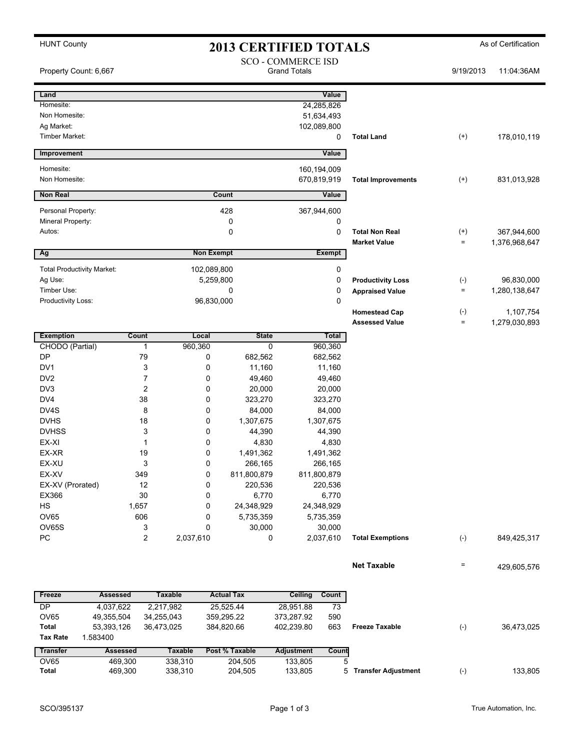HUNT County

# 2013 CERTIFIED TOTALS

As of Certification

SCO - COMMERCE ISD
Grand Totals

Property Count: 6,667

9/19/2013 11:04:36AM

| Land | | Value | | | |
|---|---|---|---|---|---|
| Homesite: | | 24,285,826 | | | |
| Non Homesite: | | 51,634,493 | | | |
| Ag Market: | | 102,089,800 | | | |
| Timber Market: | | 0 | Total Land | (+) | 178,010,119 |

| Improvement | Value | | | |
|---|---|---|---|---|
| Homesite: | 160,194,009 | | | |
| Non Homesite: | 670,819,919 | Total Improvements | (+) | 831,013,928 |

| Non Real | Count | Value | | | |
|---|---|---|---|---|---|
| Personal Property: | 428 | 367,944,600 | | | |
| Mineral Property: | 0 | 0 | | | |
| Autos: | 0 | 0 | Total Non Real | (+) | 367,944,600 |
| | | | Market Value | = | 1,376,968,647 |

| Ag | Non Exempt | Exempt | | | |
|---|---|---|---|---|---|
| Total Productivity Market: | 102,089,800 | 0 | | | |
| Ag Use: | 5,259,800 | 0 | Productivity Loss | (-) | 96,830,000 |
| Timber Use: | 0 | 0 | Appraised Value | = | 1,280,138,647 |
| Productivity Loss: | 96,830,000 | 0 | | | |
| | | | Homestead Cap | (-) | 1,107,754 |
| | | | Assessed Value | = | 1,279,030,893 |

| Exemption | Count | Local | State | Total | | | |
|---|---|---|---|---|---|---|---|
| CHODO (Partial) | 1 | 960,360 | 0 | 960,360 | | | |
| DP | 79 | 0 | 682,562 | 682,562 | | | |
| DV1 | 3 | 0 | 11,160 | 11,160 | | | |
| DV2 | 7 | 0 | 49,460 | 49,460 | | | |
| DV3 | 2 | 0 | 20,000 | 20,000 | | | |
| DV4 | 38 | 0 | 323,270 | 323,270 | | | |
| DV4S | 8 | 0 | 84,000 | 84,000 | | | |
| DVHS | 18 | 0 | 1,307,675 | 1,307,675 | | | |
| DVHSS | 3 | 0 | 44,390 | 44,390 | | | |
| EX-XI | 1 | 0 | 4,830 | 4,830 | | | |
| EX-XR | 19 | 0 | 1,491,362 | 1,491,362 | | | |
| EX-XU | 3 | 0 | 266,165 | 266,165 | | | |
| EX-XV | 349 | 0 | 811,800,879 | 811,800,879 | | | |
| EX-XV (Prorated) | 12 | 0 | 220,536 | 220,536 | | | |
| EX366 | 30 | 0 | 6,770 | 6,770 | | | |
| HS | 1,657 | 0 | 24,348,929 | 24,348,929 | | | |
| OV65 | 606 | 0 | 5,735,359 | 5,735,359 | | | |
| OV65S | 3 | 0 | 30,000 | 30,000 | | | |
| PC | 2 | 2,037,610 | 0 | 2,037,610 | Total Exemptions | (-) | 849,425,317 |
| | | | | | Net Taxable | = | 429,605,576 |

| Freeze | Assessed | Taxable | Actual Tax | Ceiling | Count | | | |
|---|---|---|---|---|---|---|---|---|
| DP | 4,037,622 | 2,217,982 | 25,525.44 | 28,951.88 | 73 | | | |
| OV65 | 49,355,504 | 34,255,043 | 359,295.22 | 373,287.92 | 590 | | | |
| Total | 53,393,126 | 36,473,025 | 384,820.66 | 402,239.80 | 663 | Freeze Taxable | (-) | 36,473,025 |
| Tax Rate | 1.583400 | | | | | | | |

| Transfer | Assessed | Taxable | Post % Taxable | Adjustment | Count | | | |
|---|---|---|---|---|---|---|---|---|
| OV65 | 469,300 | 338,310 | 204,505 | 133,805 | 5 | | | |
| Total | 469,300 | 338,310 | 204,505 | 133,805 | 5 | Transfer Adjustment | (-) | 133,805 |

SCO/395137

True Automation, Inc.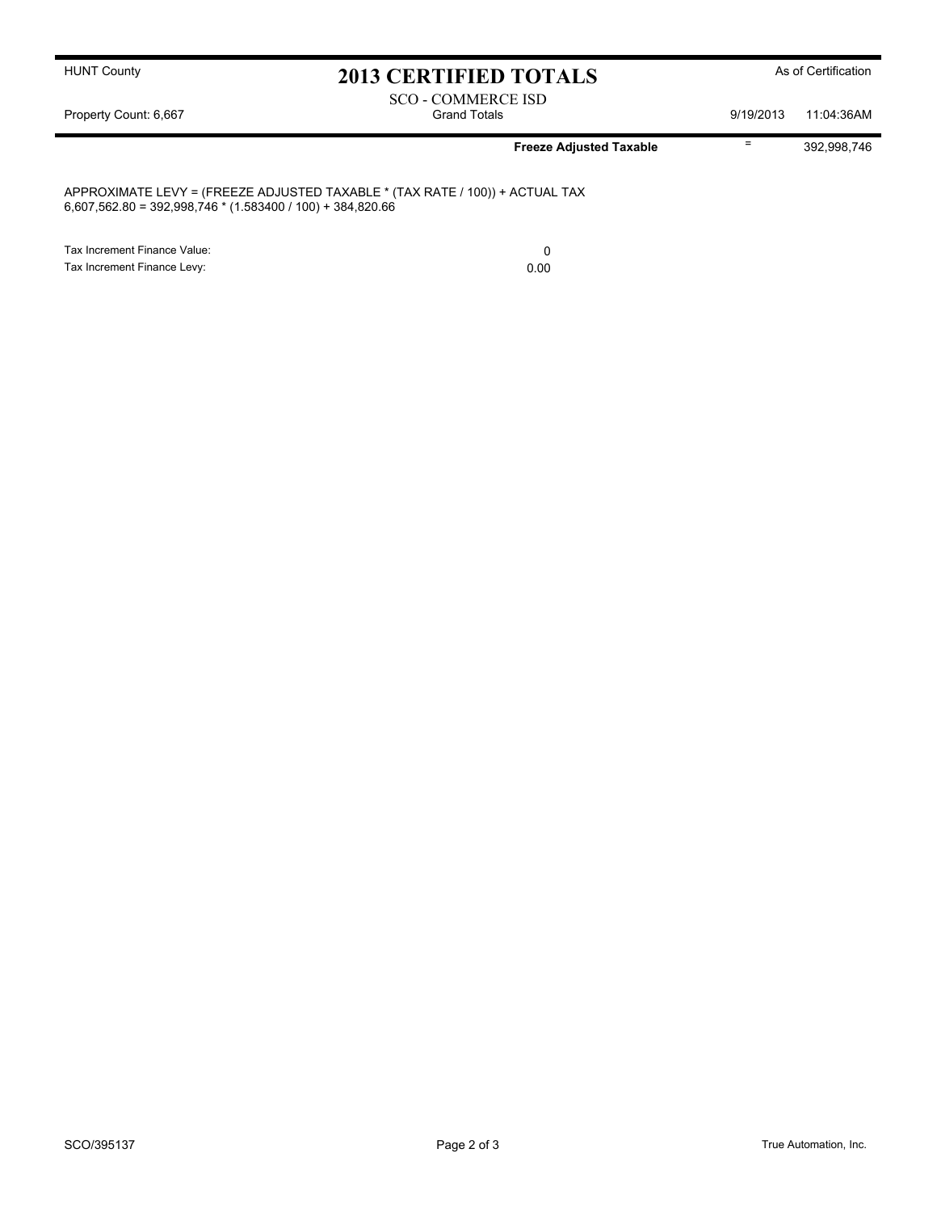HUNT County

# 2013 CERTIFIED TOTALS

As of Certification

SCO - COMMERCE ISD

Property Count: 6,667 Grand Totals 9/19/2013 11:04:36AM

| | | |
|---|---|---|
| **Freeze Adjusted Taxable** | = | 392,998,746 |

APPROXIMATE LEVY = (FREEZE ADJUSTED TAXABLE * (TAX RATE / 100)) + ACTUAL TAX
6,607,562.80 = 392,998,746 * (1.583400 / 100) + 384,820.66

| | |
|---|---|
| Tax Increment Finance Value: | 0 |
| Tax Increment Finance Levy: | 0.00 |

SCO/395137

True Automation, Inc.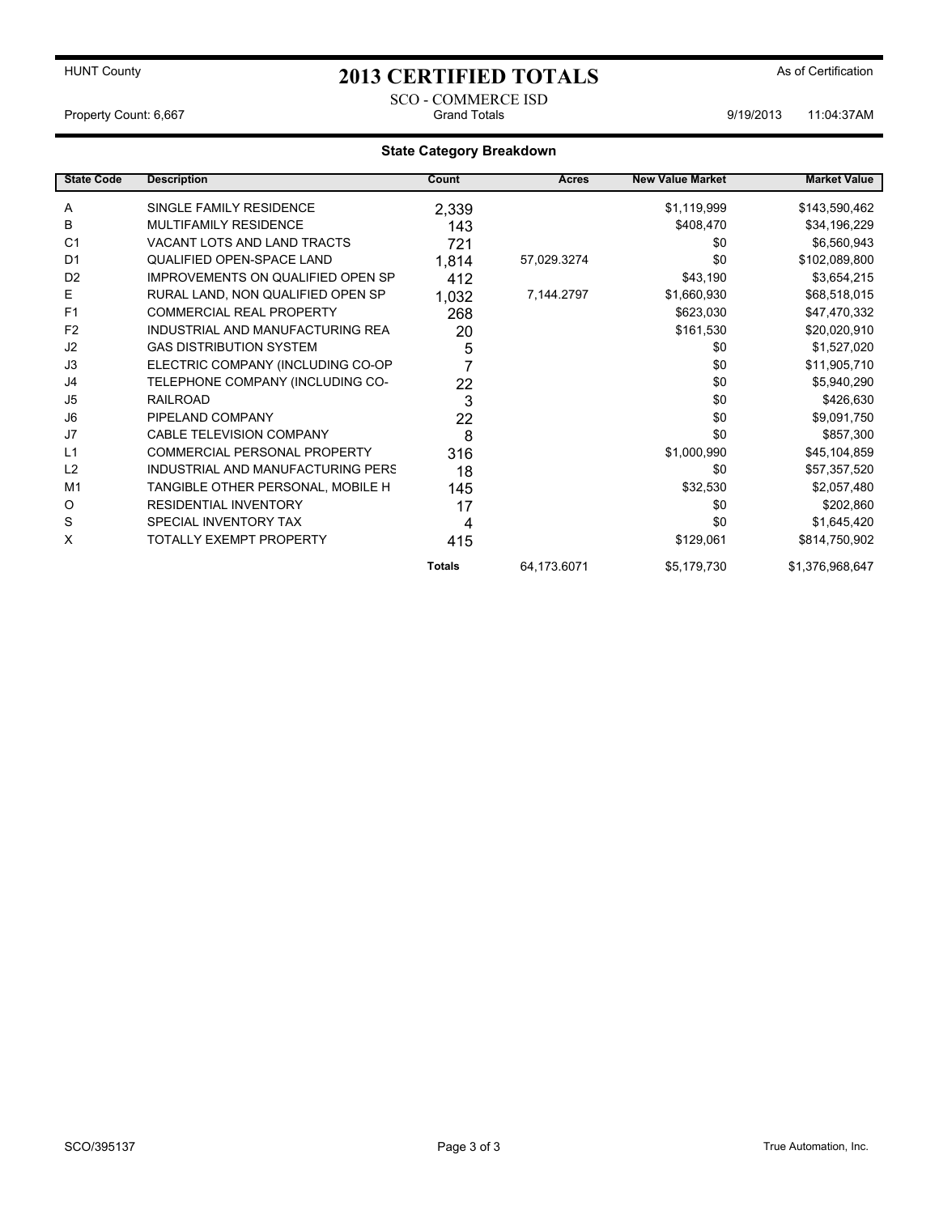HUNT County

# 2013 CERTIFIED TOTALS

As of Certification

SCO - COMMERCE ISD
Grand Totals

Property Count: 6,667

9/19/2013 11:04:37AM

## State Category Breakdown

| State Code | Description | Count | Acres | New Value Market | Market Value |
|---|---|---|---|---|---|
| A | SINGLE FAMILY RESIDENCE | 2,339 | | $1,119,999 | $143,590,462 |
| B | MULTIFAMILY RESIDENCE | 143 | | $408,470 | $34,196,229 |
| C1 | VACANT LOTS AND LAND TRACTS | 721 | | $0 | $6,560,943 |
| D1 | QUALIFIED OPEN-SPACE LAND | 1,814 | 57,029.3274 | $0 | $102,089,800 |
| D2 | IMPROVEMENTS ON QUALIFIED OPEN SP | 412 | | $43,190 | $3,654,215 |
| E | RURAL LAND, NON QUALIFIED OPEN SP | 1,032 | 7,144.2797 | $1,660,930 | $68,518,015 |
| F1 | COMMERCIAL REAL PROPERTY | 268 | | $623,030 | $47,470,332 |
| F2 | INDUSTRIAL AND MANUFACTURING REA | 20 | | $161,530 | $20,020,910 |
| J2 | GAS DISTRIBUTION SYSTEM | 5 | | $0 | $1,527,020 |
| J3 | ELECTRIC COMPANY (INCLUDING CO-OP | 7 | | $0 | $11,905,710 |
| J4 | TELEPHONE COMPANY (INCLUDING CO- | 22 | | $0 | $5,940,290 |
| J5 | RAILROAD | 3 | | $0 | $426,630 |
| J6 | PIPELAND COMPANY | 22 | | $0 | $9,091,750 |
| J7 | CABLE TELEVISION COMPANY | 8 | | $0 | $857,300 |
| L1 | COMMERCIAL PERSONAL PROPERTY | 316 | | $1,000,990 | $45,104,859 |
| L2 | INDUSTRIAL AND MANUFACTURING PERS | 18 | | $0 | $57,357,520 |
| M1 | TANGIBLE OTHER PERSONAL, MOBILE H | 145 | | $32,530 | $2,057,480 |
| O | RESIDENTIAL INVENTORY | 17 | | $0 | $202,860 |
| S | SPECIAL INVENTORY TAX | 4 | | $0 | $1,645,420 |
| X | TOTALLY EXEMPT PROPERTY | 415 | | $129,061 | $814,750,902 |
| | | **Totals** | 64,173.6071 | $5,179,730 | $1,376,968,647 |

SCO/395137

True Automation, Inc.